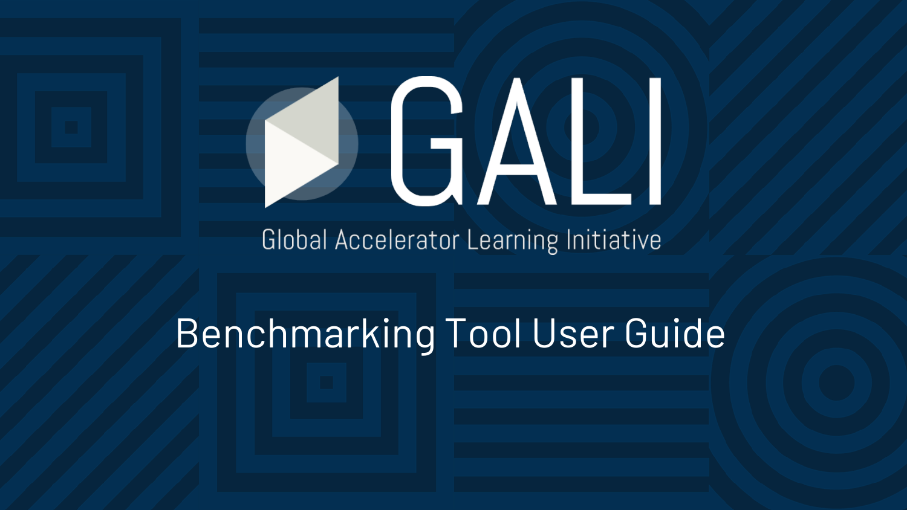# GALI

Global Accelerator Learning Initiative

## Benchmarking Tool User Guide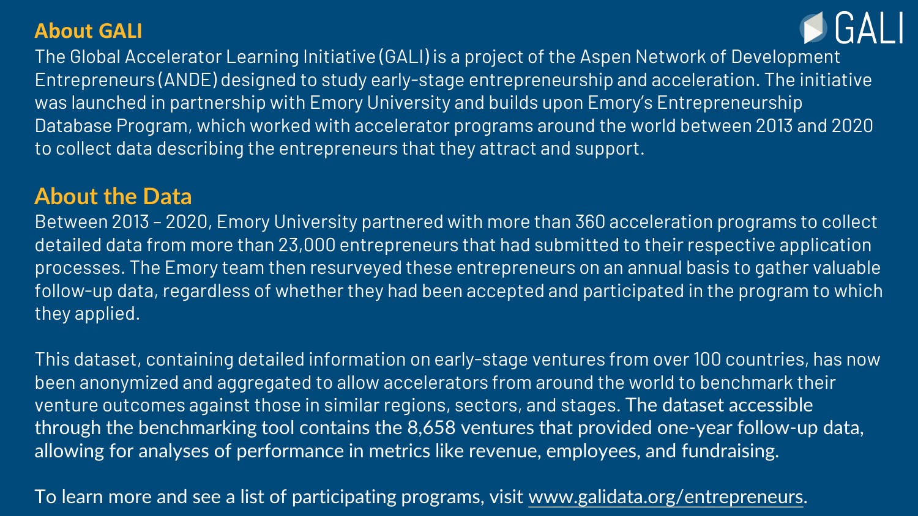## About GALI

The Global Accelerator Learning Initiative (GALI) is a project of the Aspen Network of Development Entrepreneurs (ANDE) designed to study early-stage entrepreneurship and acceleration. The initiative was launched in partnership with Emory University and builds upon Emory's Entrepreneurship Database Program, which worked with accelerator programs around the world between 2013 and 2020 to collect data describing the entrepreneurs that they attract and support.

## About the Data

Between 2013 – 2020, Emory University partnered with more than 360 acceleration programs to collect detailed data from more than 23,000 entrepreneurs that had submitted to their respective application processes. The Emory team then resurveyed these entrepreneurs on an annual basis to gather valuable follow-up data, regardless of whether they had been accepted and participated in the program to which they applied.

This dataset, containing detailed information on early-stage ventures from over 100 countries, has now been anonymized and aggregated to allow accelerators from around the world to benchmark their venture outcomes against those in similar regions, sectors, and stages. The dataset accessible through the benchmarking tool contains the 8,658 ventures that provided one-year follow-up data, allowing for analyses of performance in metrics like revenue, employees, and fundraising.

To learn more and see a list of participating programs, visit www.galidata.org/entrepreneurs.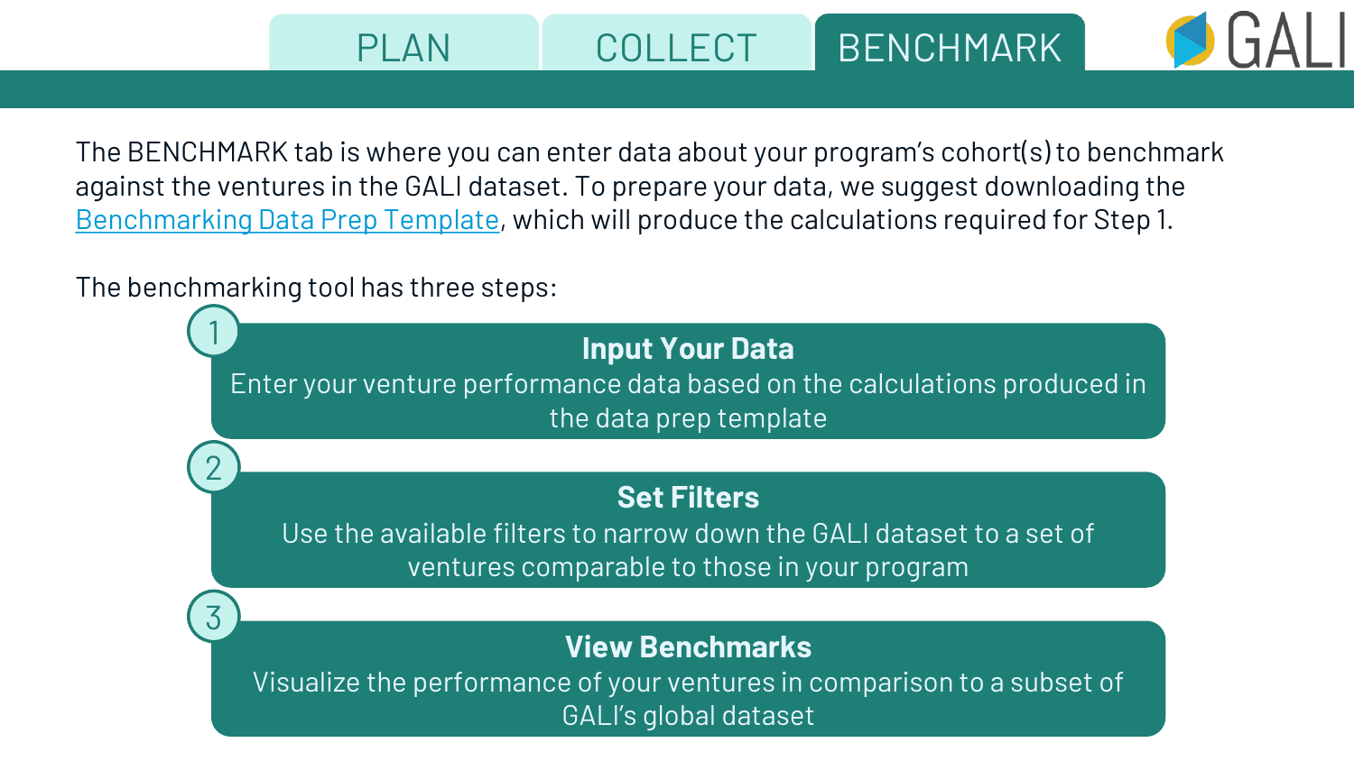PLAN | COLLECT | **BENCHMARK**

The BENCHMARK tab is where you can enter data about your program's cohort(s) to benchmark against the ventures in the GALI dataset. To prepare your data, we suggest downloading the Benchmarking Data Prep Template, which will produce the calculations required for Step 1.

The benchmarking tool has three steps:

1. **Input Your Data**
   Enter your venture performance data based on the calculations produced in the data prep template

2. **Set Filters**
   Use the available filters to narrow down the GALI dataset to a set of ventures comparable to those in your program

3. **View Benchmarks**
   Visualize the performance of your ventures in comparison to a subset of GALI's global dataset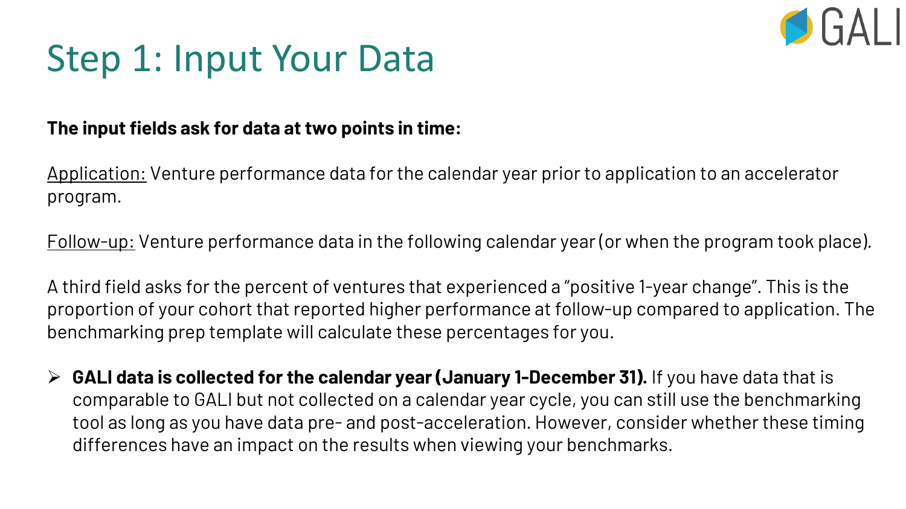# Step 1: Input Your Data

**The input fields ask for data at two points in time:**

Application: Venture performance data for the calendar year prior to application to an accelerator program.

Follow-up: Venture performance data in the following calendar year (or when the program took place).

A third field asks for the percent of ventures that experienced a "positive 1-year change". This is the proportion of your cohort that reported higher performance at follow-up compared to application. The benchmarking prep template will calculate these percentages for you.

- **GALI data is collected for the calendar year (January 1-December 31).** If you have data that is comparable to GALI but not collected on a calendar year cycle, you can still use the benchmarking tool as long as you have data pre- and post-acceleration. However, consider whether these timing differences have an impact on the results when viewing your benchmarks.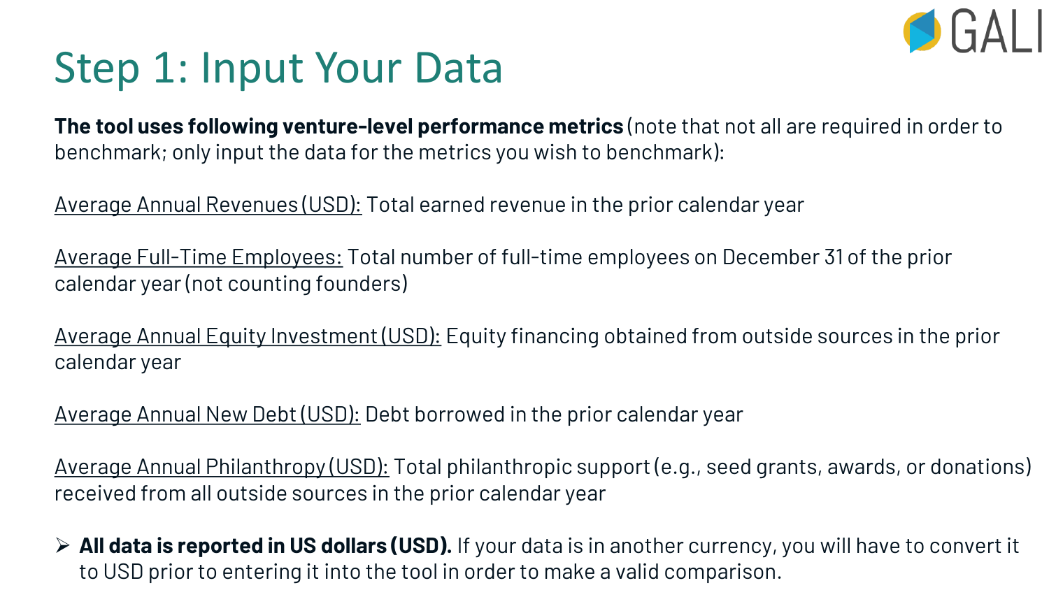# Step 1: Input Your Data

**The tool uses following venture-level performance metrics** (note that not all are required in order to benchmark; only input the data for the metrics you wish to benchmark):

<u>Average Annual Revenues (USD):</u> Total earned revenue in the prior calendar year

<u>Average Full-Time Employees:</u> Total number of full-time employees on December 31 of the prior calendar year (not counting founders)

<u>Average Annual Equity Investment (USD):</u> Equity financing obtained from outside sources in the prior calendar year

<u>Average Annual New Debt (USD):</u> Debt borrowed in the prior calendar year

<u>Average Annual Philanthropy (USD):</u> Total philanthropic support (e.g., seed grants, awards, or donations) received from all outside sources in the prior calendar year

- **All data is reported in US dollars (USD).** If your data is in another currency, you will have to convert it to USD prior to entering it into the tool in order to make a valid comparison.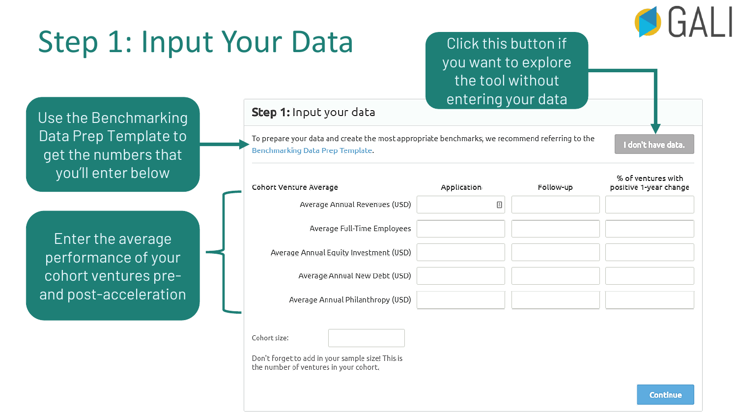# Step 1: Input Your Data

Use the Benchmarking Data Prep Template to get the numbers that you'll enter below

Enter the average performance of your cohort ventures pre- and post-acceleration

Click this button if you want to explore the tool without entering your data

**Step 1:** Input your data

To prepare your data and create the most appropriate benchmarks, we recommend referring to the Benchmarking Data Prep Template.

I don't have data.

| Cohort Venture Average | Application | Follow-up | % of ventures with positive 1-year change |
|---|---|---|---|
| Average Annual Revenues (USD) | | | |
| Average Full-Time Employees | | | |
| Average Annual Equity Investment (USD) | | | |
| Average Annual New Debt (USD) | | | |
| Average Annual Philanthropy (USD) | | | |

Cohort size:

Don't forget to add in your sample size! This is the number of ventures in your cohort.

Continue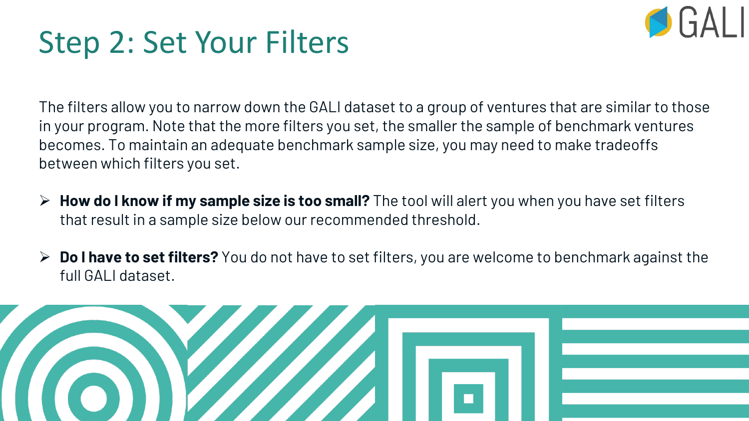# Step 2: Set Your Filters

The filters allow you to narrow down the GALI dataset to a group of ventures that are similar to those in your program. Note that the more filters you set, the smaller the sample of benchmark ventures becomes. To maintain an adequate benchmark sample size, you may need to make tradeoffs between which filters you set.

- **How do I know if my sample size is too small?** The tool will alert you when you have set filters that result in a sample size below our recommended threshold.

- **Do I have to set filters?** You do not have to set filters, you are welcome to benchmark against the full GALI dataset.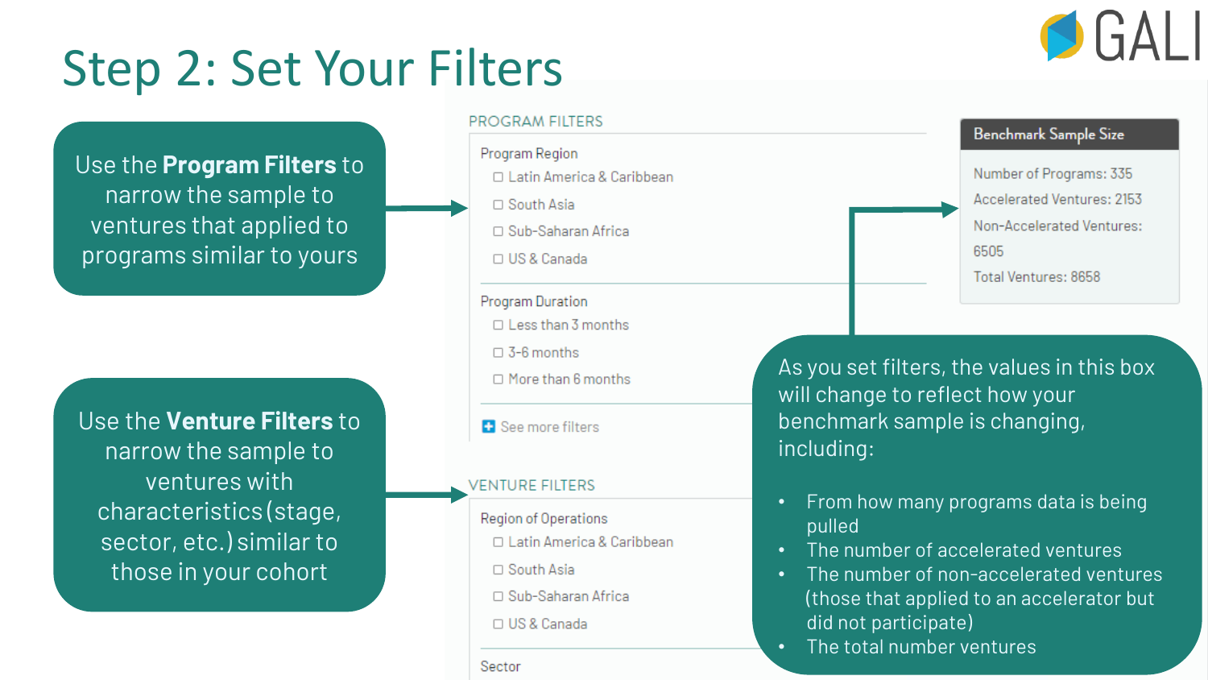# Step 2: Set Your Filters

Use the **Program Filters** to narrow the sample to ventures that applied to programs similar to yours

Use the **Venture Filters** to narrow the sample to ventures with characteristics (stage, sector, etc.) similar to those in your cohort

PROGRAM FILTERS

Program Region
- ☐ Latin America & Caribbean
- ☐ South Asia
- ☐ Sub-Saharan Africa
- ☐ US & Canada

Program Duration
- ☐ Less than 3 months
- ☐ 3-6 months
- ☐ More than 6 months

See more filters

VENTURE FILTERS

Region of Operations
- ☐ Latin America & Caribbean
- ☐ South Asia
- ☐ Sub-Saharan Africa
- ☐ US & Canada

Sector

**Benchmark Sample Size**

Number of Programs: 335
Accelerated Ventures: 2153
Non-Accelerated Ventures: 6505
Total Ventures: 8658

As you set filters, the values in this box will change to reflect how your benchmark sample is changing, including:

- From how many programs data is being pulled
- The number of accelerated ventures
- The number of non-accelerated ventures (those that applied to an accelerator but did not participate)
- The total number ventures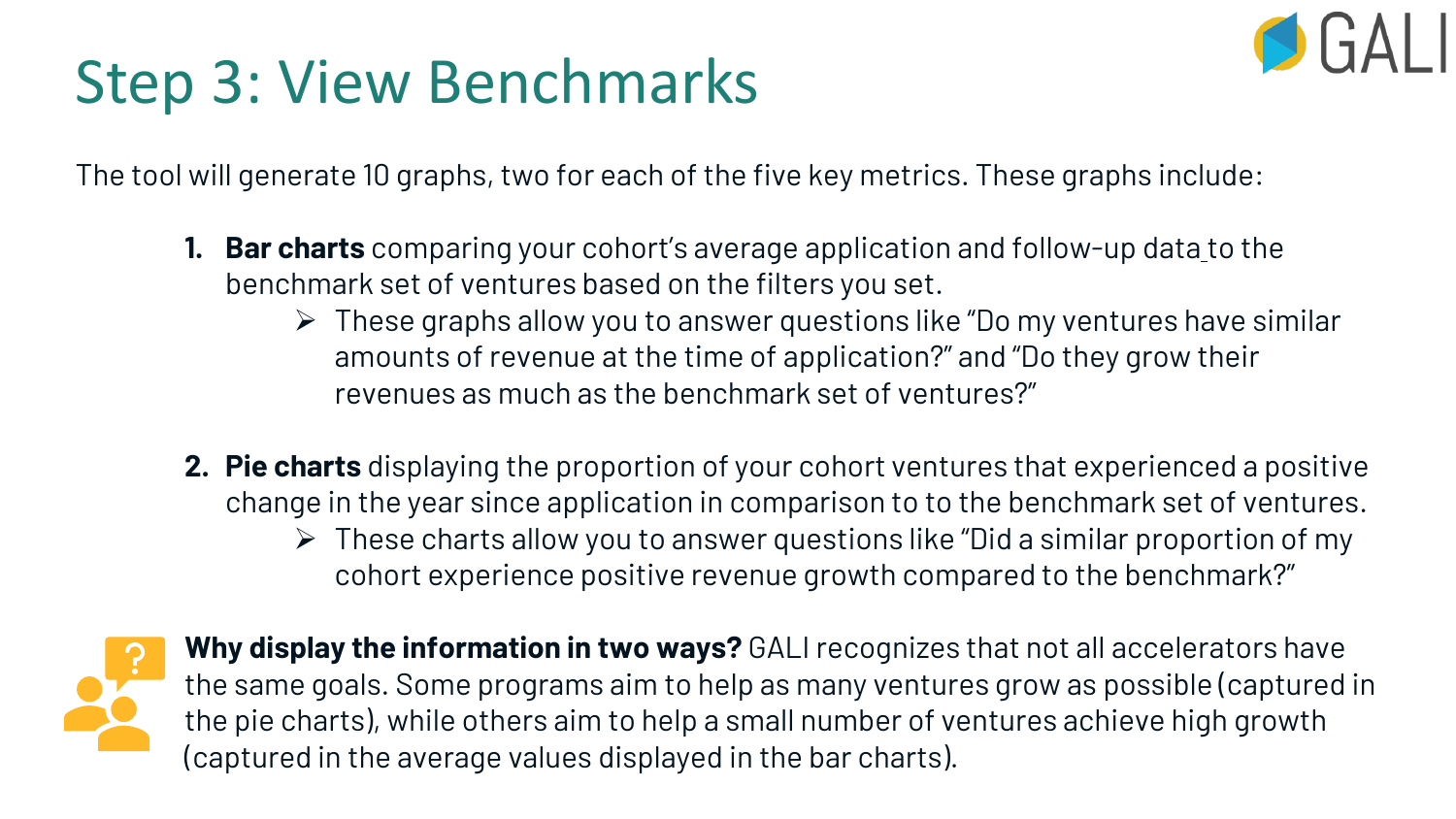# Step 3: View Benchmarks

The tool will generate 10 graphs, two for each of the five key metrics. These graphs include:

1. **Bar charts** comparing your cohort's average application and follow-up data to the benchmark set of ventures based on the filters you set.
   - These graphs allow you to answer questions like "Do my ventures have similar amounts of revenue at the time of application?" and "Do they grow their revenues as much as the benchmark set of ventures?"

2. **Pie charts** displaying the proportion of your cohort ventures that experienced a positive change in the year since application in comparison to to the benchmark set of ventures.
   - These charts allow you to answer questions like "Did a similar proportion of my cohort experience positive revenue growth compared to the benchmark?"

**Why display the information in two ways?** GALI recognizes that not all accelerators have the same goals. Some programs aim to help as many ventures grow as possible (captured in the pie charts), while others aim to help a small number of ventures achieve high growth (captured in the average values displayed in the bar charts).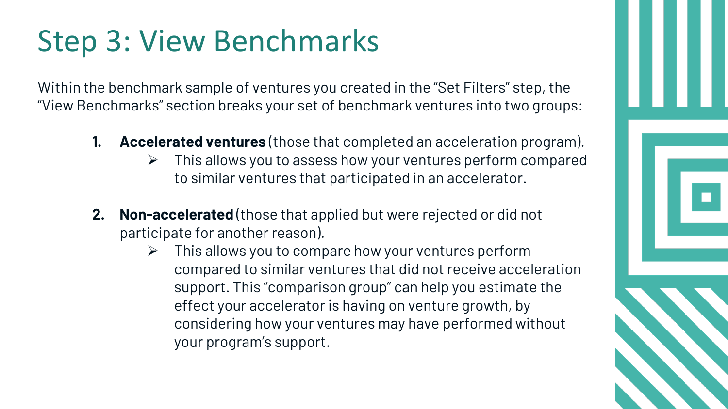# Step 3: View Benchmarks

Within the benchmark sample of ventures you created in the “Set Filters” step, the “View Benchmarks” section breaks your set of benchmark ventures into two groups:

1. **Accelerated ventures** (those that completed an acceleration program).
   - This allows you to assess how your ventures perform compared to similar ventures that participated in an accelerator.

2. **Non-accelerated** (those that applied but were rejected or did not participate for another reason).
   - This allows you to compare how your ventures perform compared to similar ventures that did not receive acceleration support. This “comparison group” can help you estimate the effect your accelerator is having on venture growth, by considering how your ventures may have performed without your program’s support.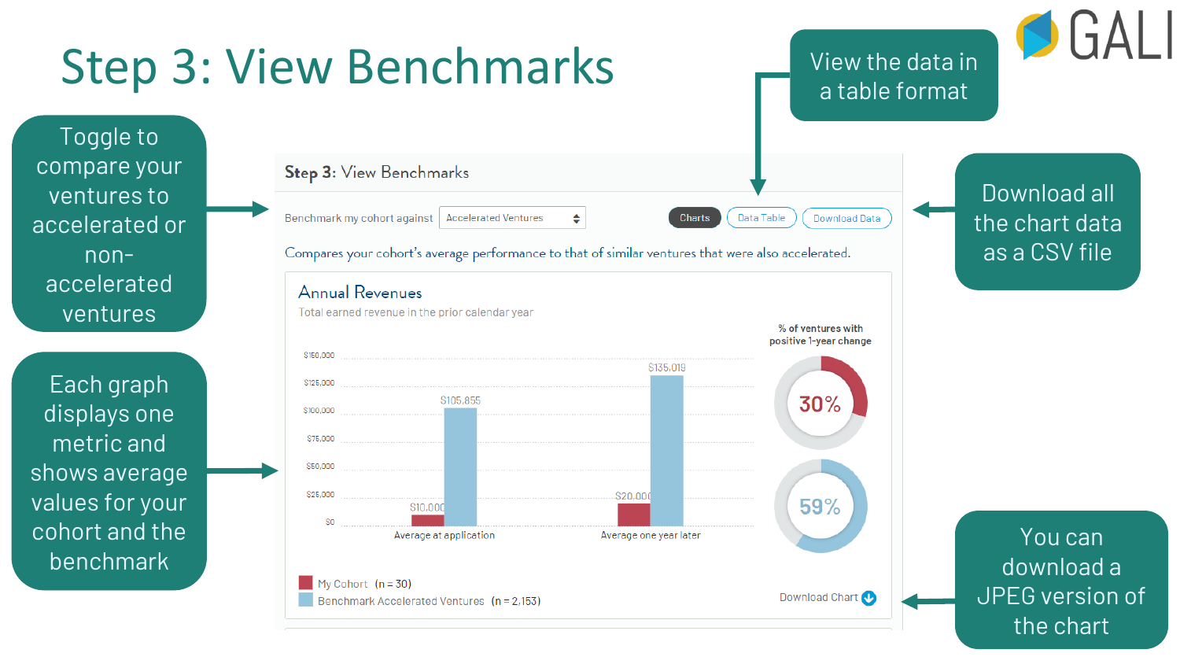# Step 3: View Benchmarks

GALI

Toggle to compare your ventures to accelerated or non-accelerated ventures

Each graph displays one metric and shows average values for your cohort and the benchmark

View the data in a table format

Download all the chart data as a CSV file

You can download a JPEG version of the chart

**Step 3:** View Benchmarks

Benchmark my cohort against: Accelerated Ventures

Charts | Data Table | Download Data

Compares your cohort's average performance to that of similar ventures that were also accelerated.

## Annual Revenues

Total earned revenue in the prior calendar year

| | Average at application | Average one year later |
|---|---|---|
| My Cohort (n = 30) | $10,000 | $20,000 |
| Benchmark Accelerated Ventures (n = 2,153) | $105,855 | $135,019 |

% of ventures with positive 1-year change

- 30%
- 59%

Download Chart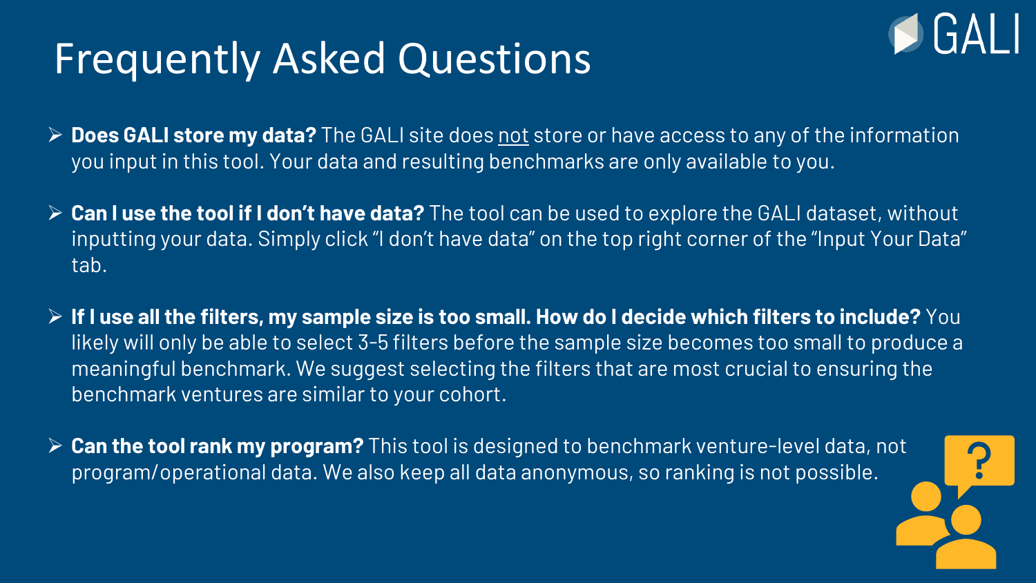# Frequently Asked Questions

- **Does GALI store my data?** The GALI site does not store or have access to any of the information you input in this tool. Your data and resulting benchmarks are only available to you.
- **Can I use the tool if I don't have data?** The tool can be used to explore the GALI dataset, without inputting your data. Simply click "I don't have data" on the top right corner of the "Input Your Data" tab.
- **If I use all the filters, my sample size is too small. How do I decide which filters to include?** You likely will only be able to select 3-5 filters before the sample size becomes too small to produce a meaningful benchmark. We suggest selecting the filters that are most crucial to ensuring the benchmark ventures are similar to your cohort.
- **Can the tool rank my program?** This tool is designed to benchmark venture-level data, not program/operational data. We also keep all data anonymous, so ranking is not possible.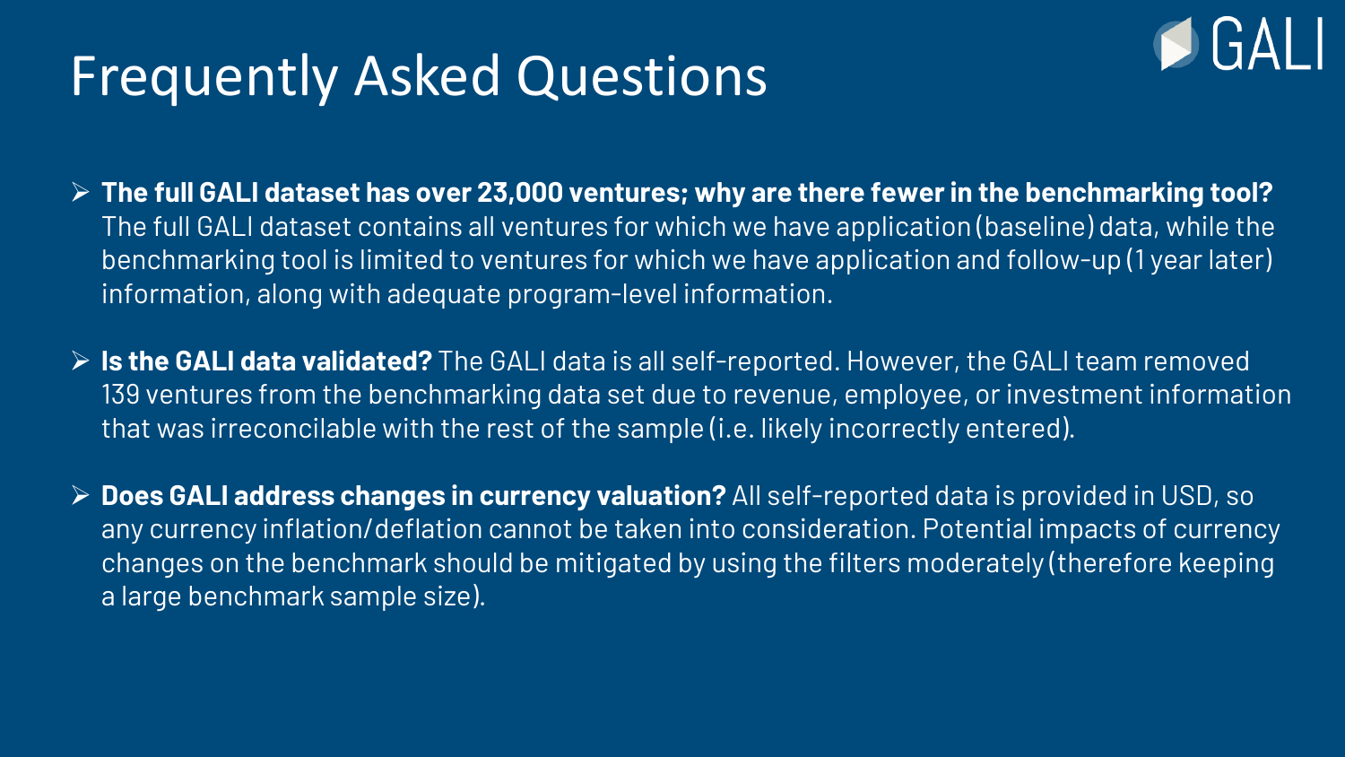# Frequently Asked Questions

- **The full GALI dataset has over 23,000 ventures; why are there fewer in the benchmarking tool?** The full GALI dataset contains all ventures for which we have application (baseline) data, while the benchmarking tool is limited to ventures for which we have application and follow-up (1 year later) information, along with adequate program-level information.

- **Is the GALI data validated?** The GALI data is all self-reported. However, the GALI team removed 139 ventures from the benchmarking data set due to revenue, employee, or investment information that was irreconcilable with the rest of the sample (i.e. likely incorrectly entered).

- **Does GALI address changes in currency valuation?** All self-reported data is provided in USD, so any currency inflation/deflation cannot be taken into consideration. Potential impacts of currency changes on the benchmark should be mitigated by using the filters moderately (therefore keeping a large benchmark sample size).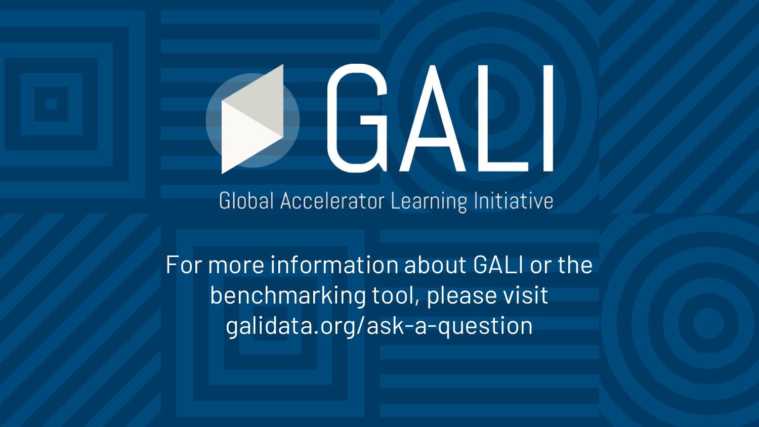# GALI

Global Accelerator Learning Initiative

For more information about GALI or the benchmarking tool, please visit galidata.org/ask-a-question